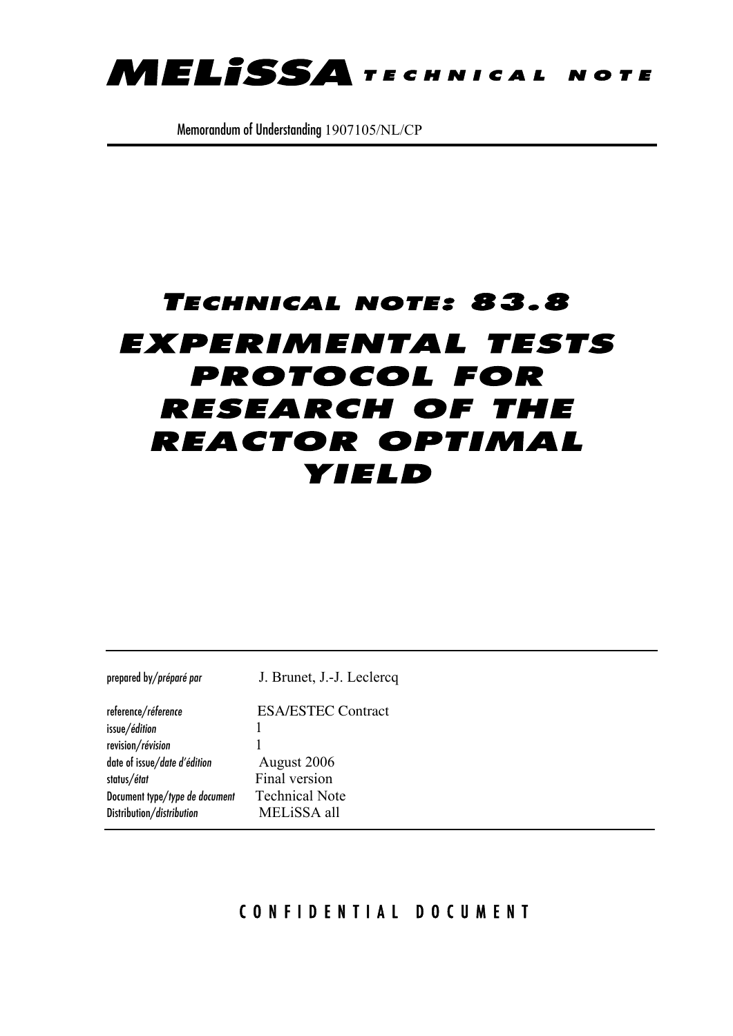# MELiSSA TECHNICAL NOTE

Memorandum of Understanding 1907105/NL/CP

## TECHNICAL NOTE: 83.8

# EXPERIMENTAL TESTS PROTOCOL FOR RESEARCH OF THE REACTOR OPTIMAL YIELD

| | |
|---|---|
| prepared by/*préparé par* | J. Brunet, J.-J. Leclercq |
| reference/*réference* | ESA/ESTEC Contract |
| issue/*édition* | 1 |
| revision/*révision* | 1 |
| date of issue/*date d'édition* | August 2006 |
| status/*état* | Final version |
| Document type/*type de document* | Technical Note |
| Distribution/*distribution* | MELiSSA all |

CONFIDENTIAL DOCUMENT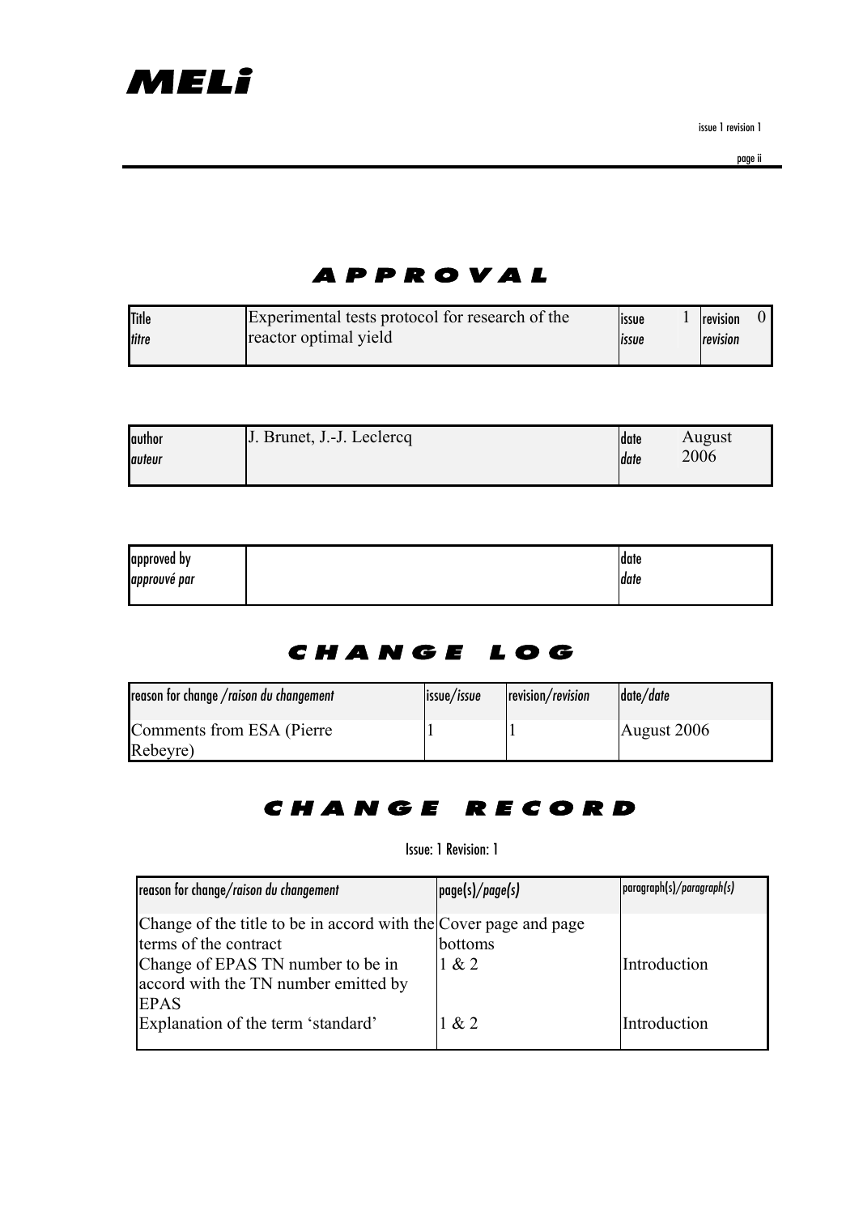# APPROVAL

| Title<br>*titre* | Experimental tests protocol for research of the reactor optimal yield | issue<br>*issue* | 1 | revision<br>*revision* | 0 |
|---|---|---|---|---|---|

| author<br>*auteur* | J. Brunet, J.-J. Leclercq | date<br>*date* | August 2006 |
|---|---|---|---|

| approved by<br>*approuvé par* | | date<br>*date* |
|---|---|---|

# CHANGE LOG

| reason for change / *raison du changement* | issue/*issue* | revision/*revision* | date/*date* |
|---|---|---|---|
| Comments from ESA (Pierre Rebeyre) | 1 | 1 | August 2006 |

# CHANGE RECORD

Issue: 1 Revision: 1

| reason for change/*raison du changement* | page(s)/*page(s)* | paragraph(s)/*paragraph(s)* |
|---|---|---|
| Change of the title to be in accord with the terms of the contract | Cover page and page bottoms | |
| Change of EPAS TN number to be in accord with the TN number emitted by EPAS | 1 & 2 | Introduction |
| Explanation of the term 'standard' | 1 & 2 | Introduction |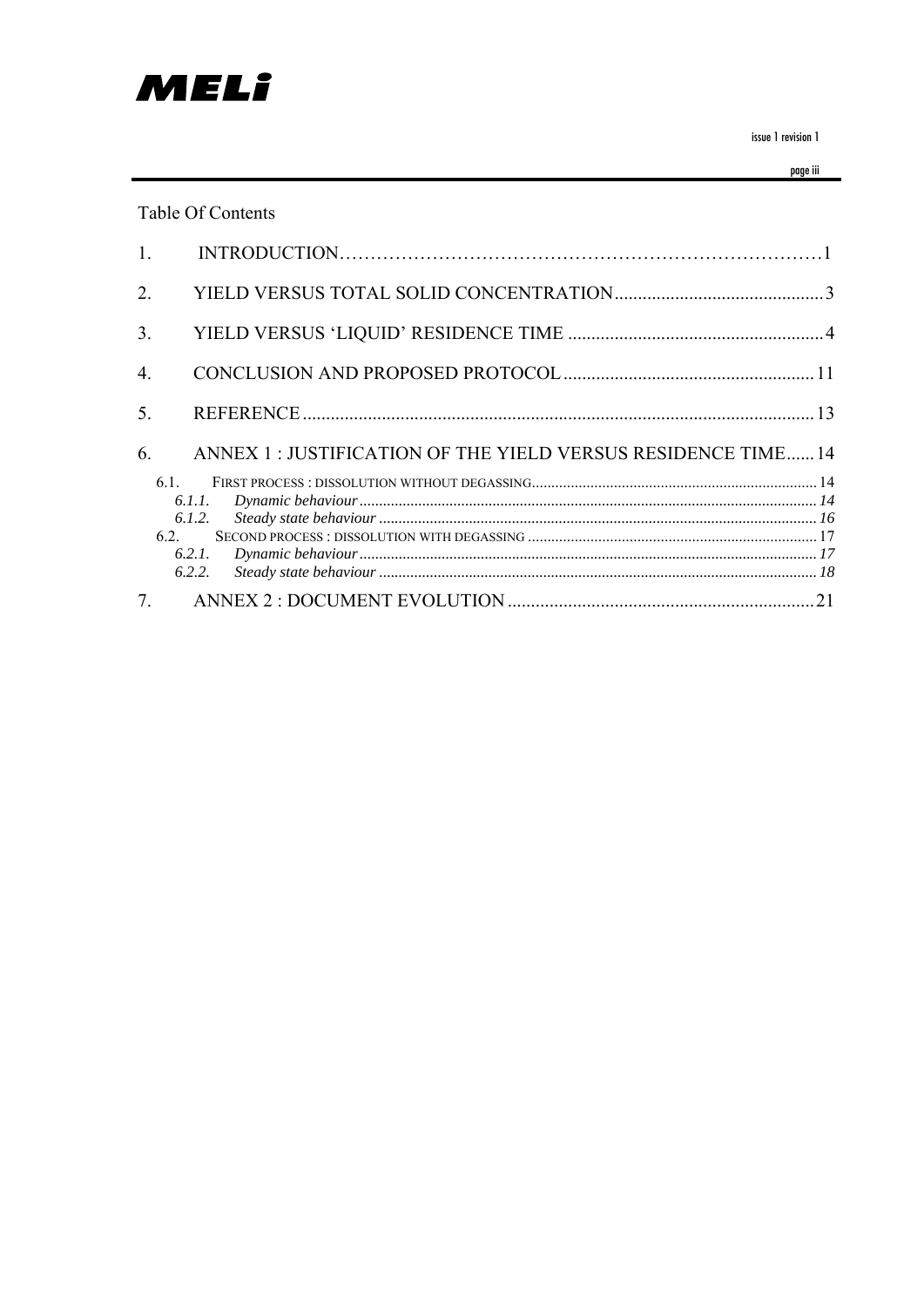Table Of Contents

1. INTRODUCTION…………………………………………………………………………1

2. YIELD VERSUS TOTAL SOLID CONCENTRATION............................................3

3. YIELD VERSUS 'LIQUID' RESIDENCE TIME .......................................................4

4. CONCLUSION AND PROPOSED PROTOCOL......................................................11

5. REFERENCE.............................................................................................................13

6. ANNEX 1 : JUSTIFICATION OF THE YIELD VERSUS RESIDENCE TIME......14

   6.1. FIRST PROCESS : DISSOLUTION WITHOUT DEGASSING........................................................................14

      *6.1.1. Dynamic behaviour*...................................................................................................14

      *6.1.2. Steady state behaviour*...............................................................................................16

   6.2. SECOND PROCESS : DISSOLUTION WITH DEGASSING.........................................................................17

      *6.2.1. Dynamic behaviour*...................................................................................................17

      *6.2.2. Steady state behaviour*...............................................................................................18

7. ANNEX 2 : DOCUMENT EVOLUTION..................................................................21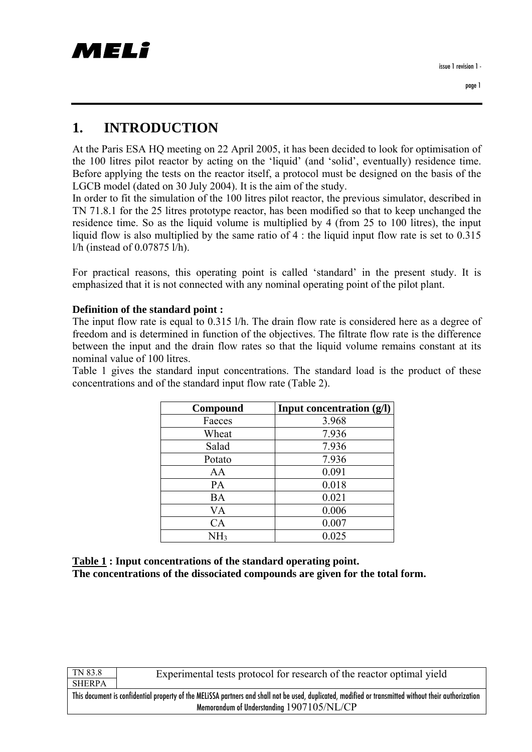# 1. INTRODUCTION

At the Paris ESA HQ meeting on 22 April 2005, it has been decided to look for optimisation of the 100 litres pilot reactor by acting on the 'liquid' (and 'solid', eventually) residence time. Before applying the tests on the reactor itself, a protocol must be designed on the basis of the LGCB model (dated on 30 July 2004). It is the aim of the study.
In order to fit the simulation of the 100 litres pilot reactor, the previous simulator, described in TN 71.8.1 for the 25 litres prototype reactor, has been modified so that to keep unchanged the residence time. So as the liquid volume is multiplied by 4 (from 25 to 100 litres), the input liquid flow is also multiplied by the same ratio of 4 : the liquid input flow rate is set to 0.315 l/h (instead of 0.07875 l/h).

For practical reasons, this operating point is called 'standard' in the present study. It is emphasized that it is not connected with any nominal operating point of the pilot plant.

**Definition of the standard point :**
The input flow rate is equal to 0.315 l/h. The drain flow rate is considered here as a degree of freedom and is determined in function of the objectives. The filtrate flow rate is the difference between the input and the drain flow rates so that the liquid volume remains constant at its nominal value of 100 litres.
Table 1 gives the standard input concentrations. The standard load is the product of these concentrations and of the standard input flow rate (Table 2).

| Compound | Input concentration (g/l) |
|---|---|
| Faeces | 3.968 |
| Wheat | 7.936 |
| Salad | 7.936 |
| Potato | 7.936 |
| AA | 0.091 |
| PA | 0.018 |
| BA | 0.021 |
| VA | 0.006 |
| CA | 0.007 |
| $NH_3$ | 0.025 |

**Table 1 : Input concentrations of the standard operating point.**
**The concentrations of the dissociated compounds are given for the total form.**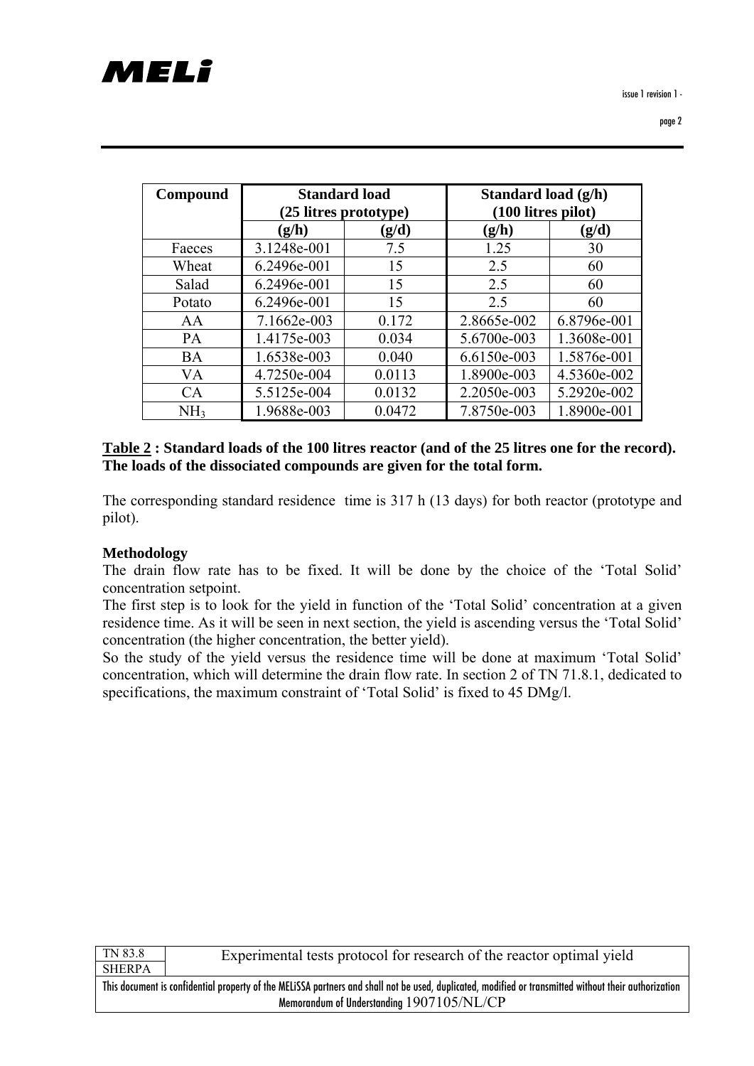| Compound | Standard load (25 litres prototype) | | Standard load (g/h) (100 litres pilot) | |
|---|---|---|---|---|
| | (g/h) | (g/d) | (g/h) | (g/d) |
| Faeces | 3.1248e-001 | 7.5 | 1.25 | 30 |
| Wheat | 6.2496e-001 | 15 | 2.5 | 60 |
| Salad | 6.2496e-001 | 15 | 2.5 | 60 |
| Potato | 6.2496e-001 | 15 | 2.5 | 60 |
| AA | 7.1662e-003 | 0.172 | 2.8665e-002 | 6.8796e-001 |
| PA | 1.4175e-003 | 0.034 | 5.6700e-003 | 1.3608e-001 |
| BA | 1.6538e-003 | 0.040 | 6.6150e-003 | 1.5876e-001 |
| VA | 4.7250e-004 | 0.0113 | 1.8900e-003 | 4.5360e-002 |
| CA | 5.5125e-004 | 0.0132 | 2.2050e-003 | 5.2920e-002 |
| $NH_3$ | 1.9688e-003 | 0.0472 | 7.8750e-003 | 1.8900e-001 |

**Table 2 : Standard loads of the 100 litres reactor (and of the 25 litres one for the record). The loads of the dissociated compounds are given for the total form.**

The corresponding standard residence time is 317 h (13 days) for both reactor (prototype and pilot).

**Methodology**

The drain flow rate has to be fixed. It will be done by the choice of the 'Total Solid' concentration setpoint.

The first step is to look for the yield in function of the 'Total Solid' concentration at a given residence time. As it will be seen in next section, the yield is ascending versus the 'Total Solid' concentration (the higher concentration, the better yield).

So the study of the yield versus the residence time will be done at maximum 'Total Solid' concentration, which will determine the drain flow rate. In section 2 of TN 71.8.1, dedicated to specifications, the maximum constraint of 'Total Solid' is fixed to 45 DMg/l.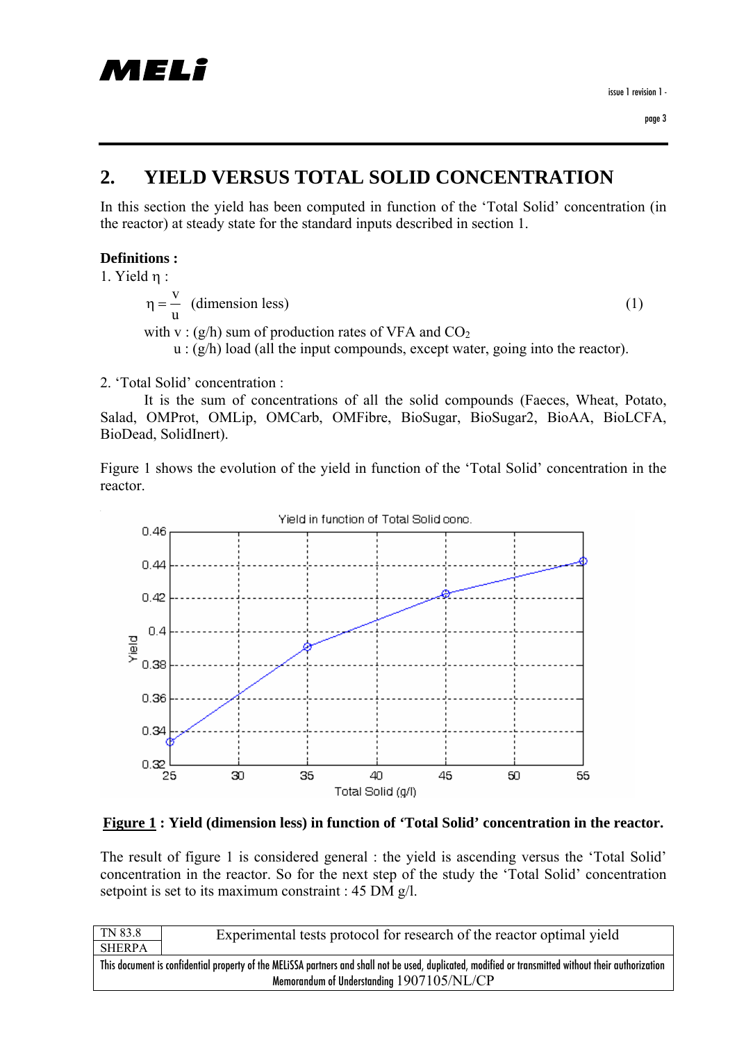## 2. YIELD VERSUS TOTAL SOLID CONCENTRATION

In this section the yield has been computed in function of the 'Total Solid' concentration (in the reactor) at steady state for the standard inputs described in section 1.

**Definitions :**

1. Yield $\eta$ :

$$\eta = \frac{v}{u} \quad \text{(dimension less)} \qquad (1)$$

with v : (g/h) sum of production rates of VFA and $CO_2$
u : (g/h) load (all the input compounds, except water, going into the reactor).

2. 'Total Solid' concentration :

It is the sum of concentrations of all the solid compounds (Faeces, Wheat, Potato, Salad, OMProt, OMLip, OMCarb, OMFibre, BioSugar, BioSugar2, BioAA, BioLCFA, BioDead, SolidInert).

Figure 1 shows the evolution of the yield in function of the 'Total Solid' concentration in the reactor.

**Figure 1 : Yield (dimension less) in function of 'Total Solid' concentration in the reactor.**

The result of figure 1 is considered general : the yield is ascending versus the 'Total Solid' concentration in the reactor. So for the next step of the study the 'Total Solid' concentration setpoint is set to its maximum constraint : 45 DM g/l.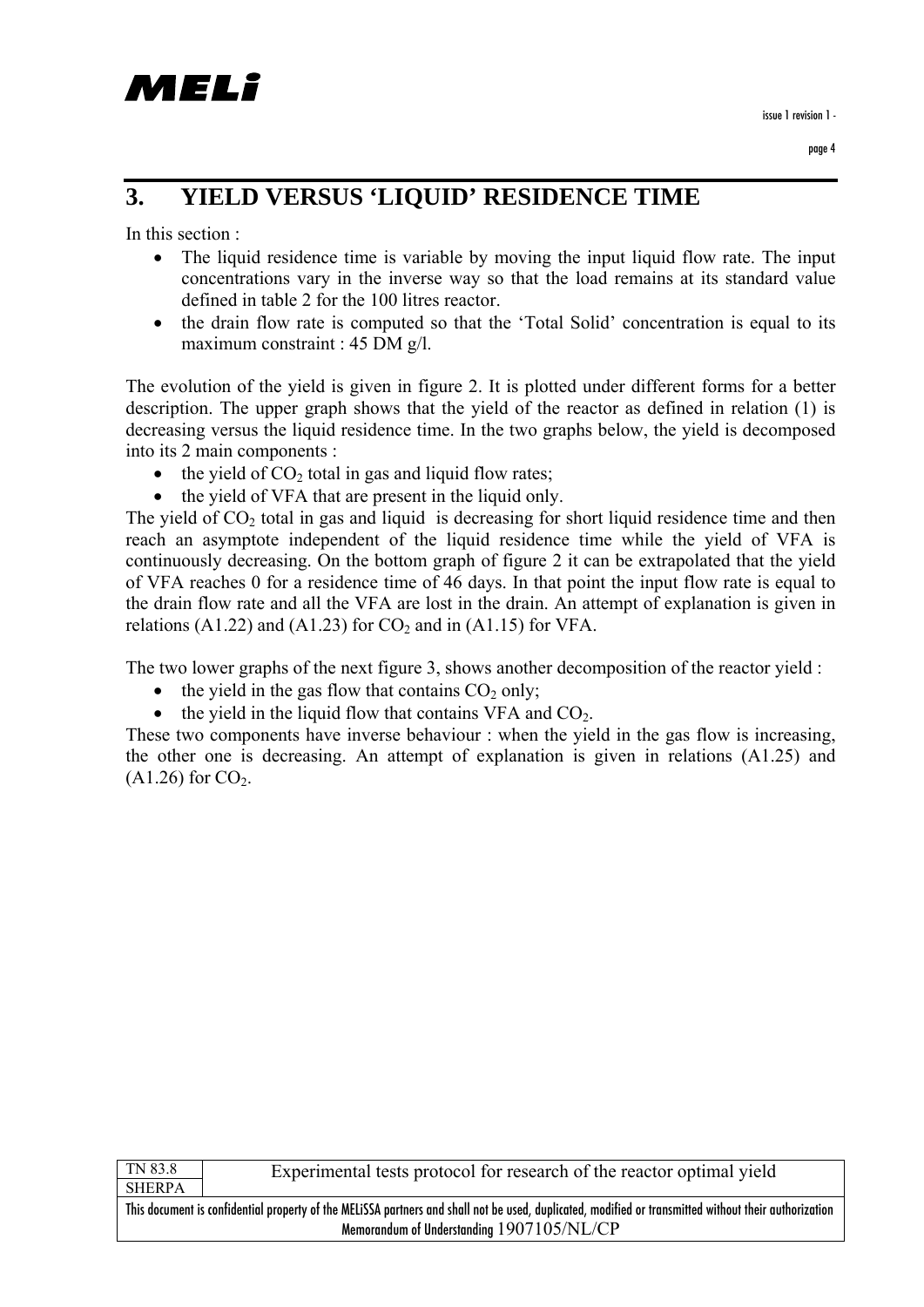# 3. YIELD VERSUS 'LIQUID' RESIDENCE TIME

In this section :

- The liquid residence time is variable by moving the input liquid flow rate. The input concentrations vary in the inverse way so that the load remains at its standard value defined in table 2 for the 100 litres reactor.
- the drain flow rate is computed so that the 'Total Solid' concentration is equal to its maximum constraint : 45 DM g/l.

The evolution of the yield is given in figure 2. It is plotted under different forms for a better description. The upper graph shows that the yield of the reactor as defined in relation (1) is decreasing versus the liquid residence time. In the two graphs below, the yield is decomposed into its 2 main components :

- the yield of $CO_2$ total in gas and liquid flow rates;
- the yield of VFA that are present in the liquid only.

The yield of $CO_2$ total in gas and liquid is decreasing for short liquid residence time and then reach an asymptote independent of the liquid residence time while the yield of VFA is continuously decreasing. On the bottom graph of figure 2 it can be extrapolated that the yield of VFA reaches 0 for a residence time of 46 days. In that point the input flow rate is equal to the drain flow rate and all the VFA are lost in the drain. An attempt of explanation is given in relations (A1.22) and (A1.23) for $CO_2$ and in (A1.15) for VFA.

The two lower graphs of the next figure 3, shows another decomposition of the reactor yield :

- the yield in the gas flow that contains $CO_2$ only;
- the yield in the liquid flow that contains VFA and $CO_2$.

These two components have inverse behaviour : when the yield in the gas flow is increasing, the other one is decreasing. An attempt of explanation is given in relations (A1.25) and (A1.26) for $CO_2$.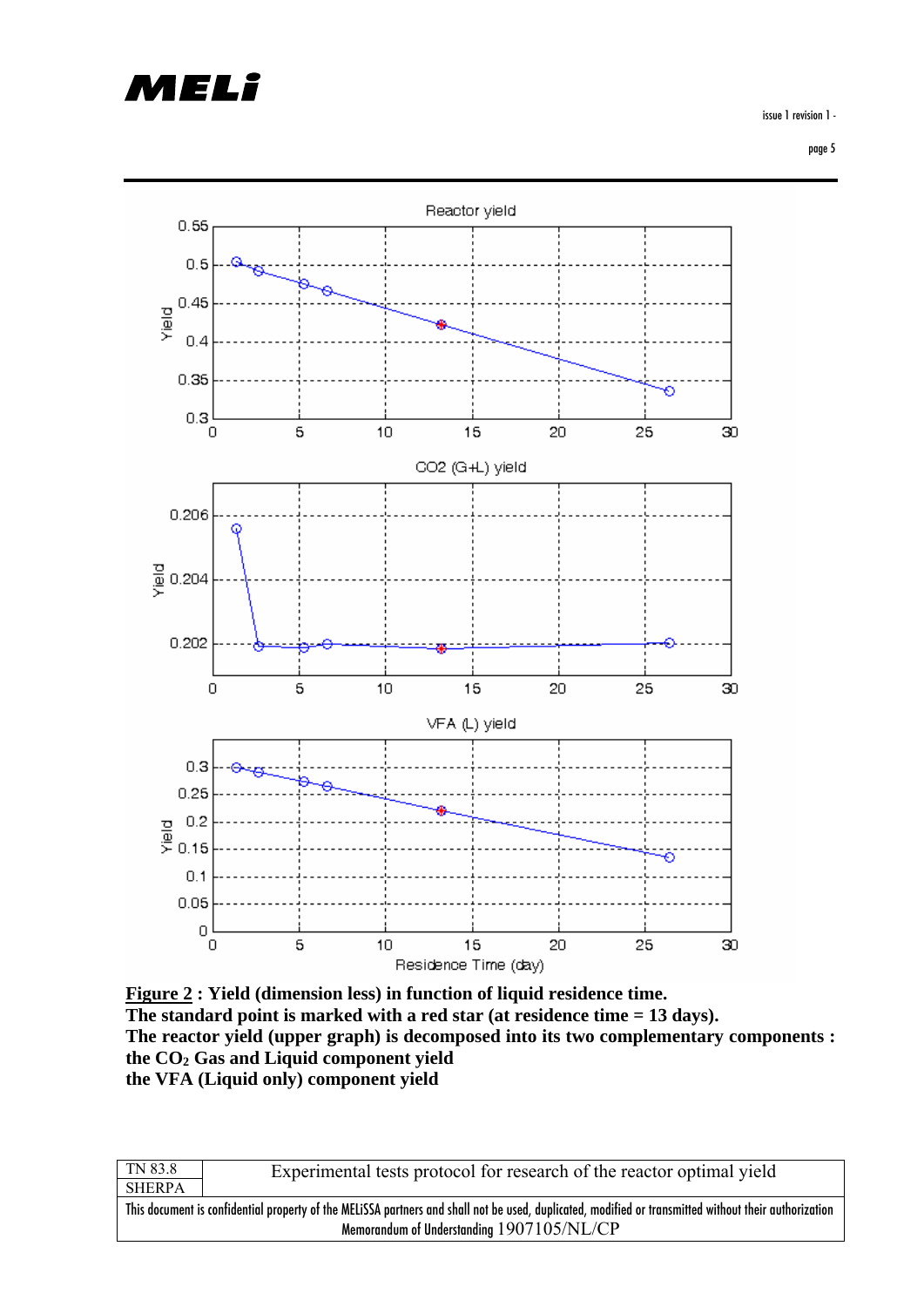**Figure 2 : Yield (dimension less) in function of liquid residence time.**
**The standard point is marked with a red star (at residence time = 13 days).**
**The reactor yield (upper graph) is decomposed into its two complementary components :**
**the $CO_2$ Gas and Liquid component yield**
**the VFA (Liquid only) component yield**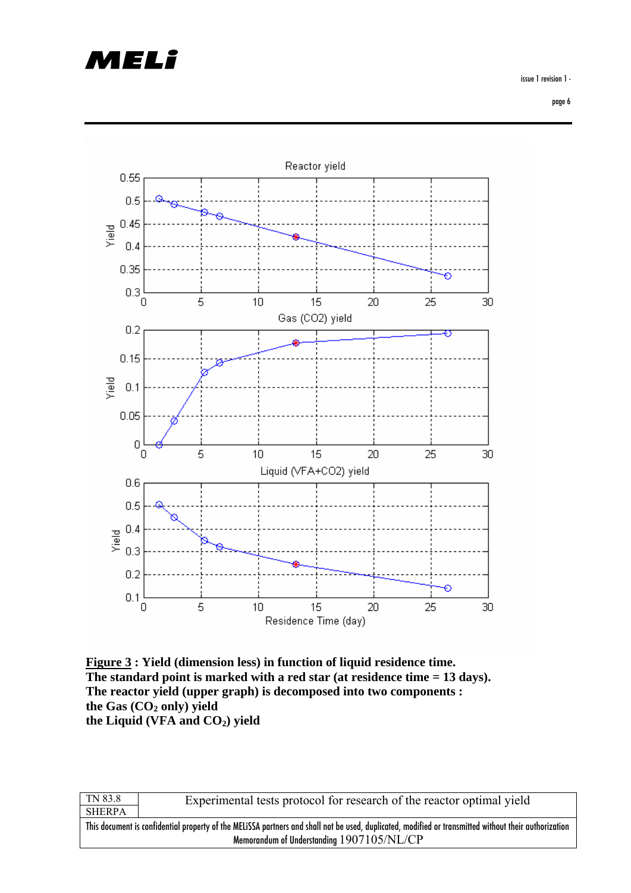**Figure 3 : Yield (dimension less) in function of liquid residence time.**
**The standard point is marked with a red star (at residence time = 13 days).**
**The reactor yield (upper graph) is decomposed into two components :**
**the Gas ($CO_2$ only) yield**
**the Liquid (VFA and $CO_2$) yield**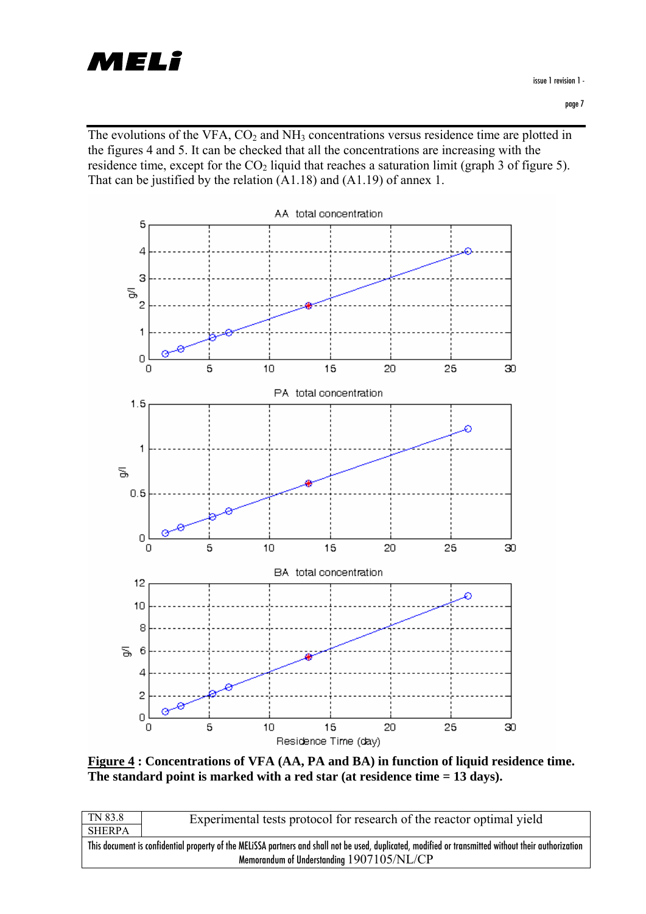The evolutions of the VFA, $CO_2$ and $NH_3$ concentrations versus residence time are plotted in the figures 4 and 5. It can be checked that all the concentrations are increasing with the residence time, except for the $CO_2$ liquid that reaches a saturation limit (graph 3 of figure 5). That can be justified by the relation (A1.18) and (A1.19) of annex 1.

**Figure 4 : Concentrations of VFA (AA, PA and BA) in function of liquid residence time. The standard point is marked with a red star (at residence time = 13 days).**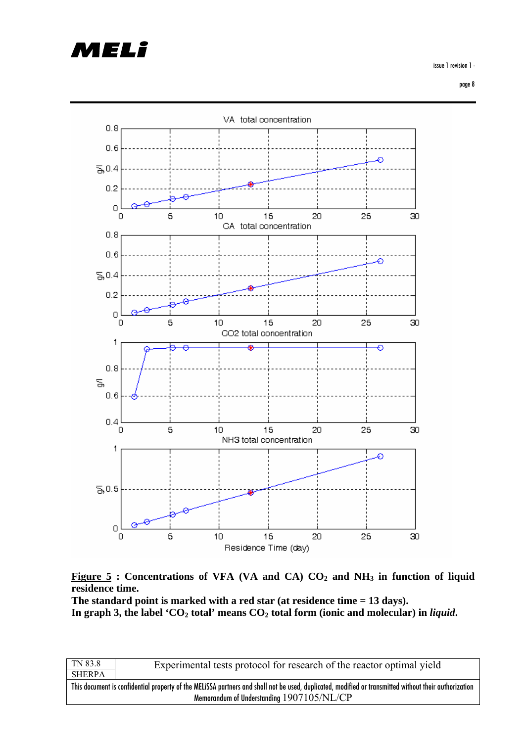**Figure 5 : Concentrations of VFA (VA and CA) $CO_2$ and $NH_3$ in function of liquid residence time.**

**The standard point is marked with a red star (at residence time = 13 days).**

**In graph 3, the label '$CO_2$ total' means $CO_2$ total form (ionic and molecular) in *liquid*.**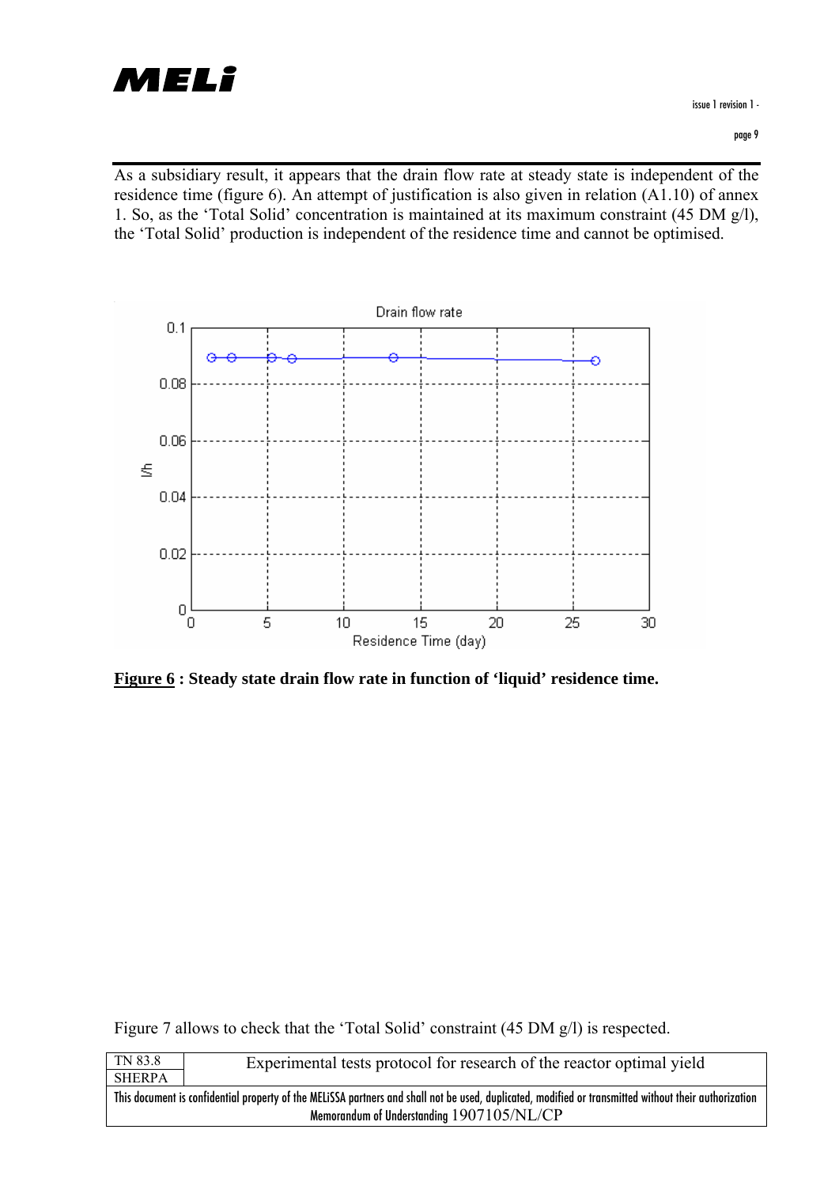As a subsidiary result, it appears that the drain flow rate at steady state is independent of the residence time (figure 6). An attempt of justification is also given in relation (A1.10) of annex 1. So, as the 'Total Solid' concentration is maintained at its maximum constraint (45 DM g/l), the 'Total Solid' production is independent of the residence time and cannot be optimised.

**Figure 6 : Steady state drain flow rate in function of 'liquid' residence time.**

Figure 7 allows to check that the 'Total Solid' constraint (45 DM g/l) is respected.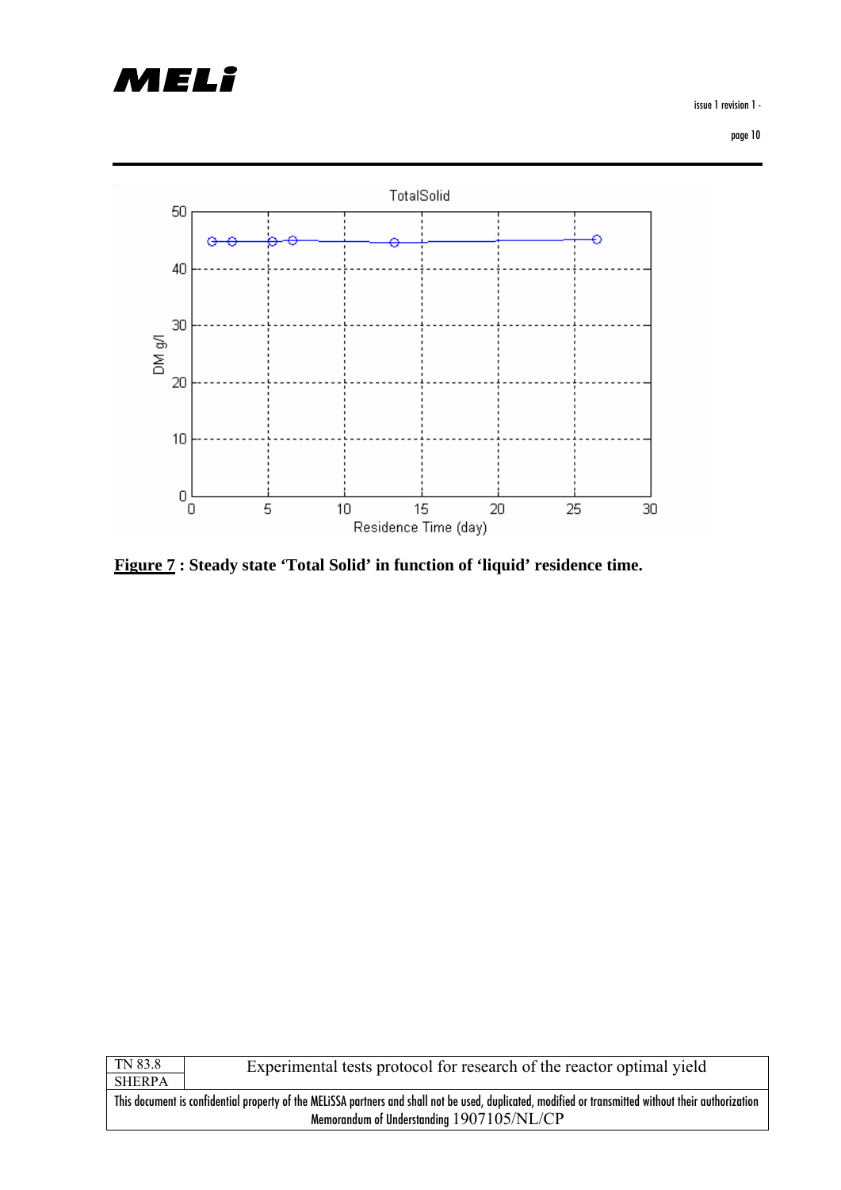**Figure 7 : Steady state 'Total Solid' in function of 'liquid' residence time.**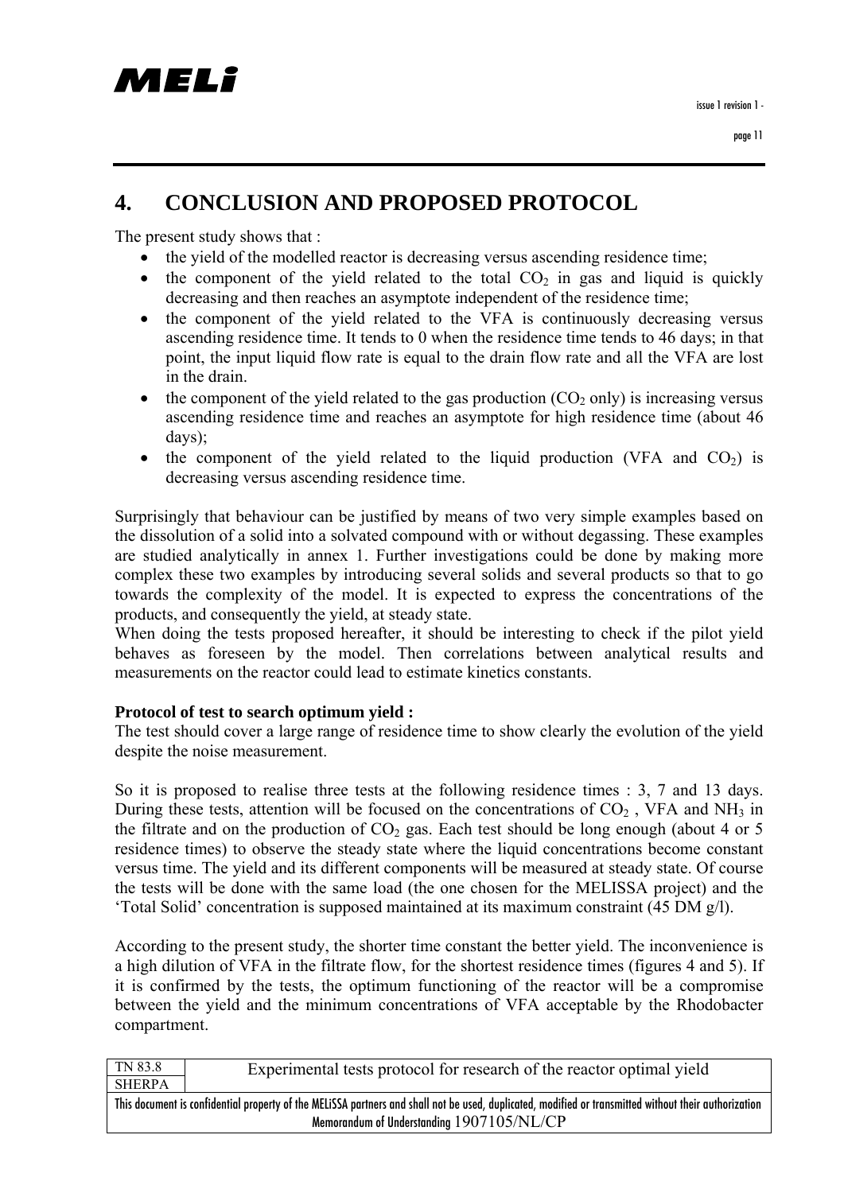# 4. CONCLUSION AND PROPOSED PROTOCOL

The present study shows that :

- the yield of the modelled reactor is decreasing versus ascending residence time;
- the component of the yield related to the total $CO_2$ in gas and liquid is quickly decreasing and then reaches an asymptote independent of the residence time;
- the component of the yield related to the VFA is continuously decreasing versus ascending residence time. It tends to 0 when the residence time tends to 46 days; in that point, the input liquid flow rate is equal to the drain flow rate and all the VFA are lost in the drain.
- the component of the yield related to the gas production ($CO_2$ only) is increasing versus ascending residence time and reaches an asymptote for high residence time (about 46 days);
- the component of the yield related to the liquid production (VFA and $CO_2$) is decreasing versus ascending residence time.

Surprisingly that behaviour can be justified by means of two very simple examples based on the dissolution of a solid into a solvated compound with or without degassing. These examples are studied analytically in annex 1. Further investigations could be done by making more complex these two examples by introducing several solids and several products so that to go towards the complexity of the model. It is expected to express the concentrations of the products, and consequently the yield, at steady state.

When doing the tests proposed hereafter, it should be interesting to check if the pilot yield behaves as foreseen by the model. Then correlations between analytical results and measurements on the reactor could lead to estimate kinetics constants.

**Protocol of test to search optimum yield :**

The test should cover a large range of residence time to show clearly the evolution of the yield despite the noise measurement.

So it is proposed to realise three tests at the following residence times : 3, 7 and 13 days. During these tests, attention will be focused on the concentrations of $CO_2$ , VFA and $NH_3$ in the filtrate and on the production of $CO_2$ gas. Each test should be long enough (about 4 or 5 residence times) to observe the steady state where the liquid concentrations become constant versus time. The yield and its different components will be measured at steady state. Of course the tests will be done with the same load (the one chosen for the MELISSA project) and the 'Total Solid' concentration is supposed maintained at its maximum constraint (45 DM g/l).

According to the present study, the shorter time constant the better yield. The inconvenience is a high dilution of VFA in the filtrate flow, for the shortest residence times (figures 4 and 5). If it is confirmed by the tests, the optimum functioning of the reactor will be a compromise between the yield and the minimum concentrations of VFA acceptable by the Rhodobacter compartment.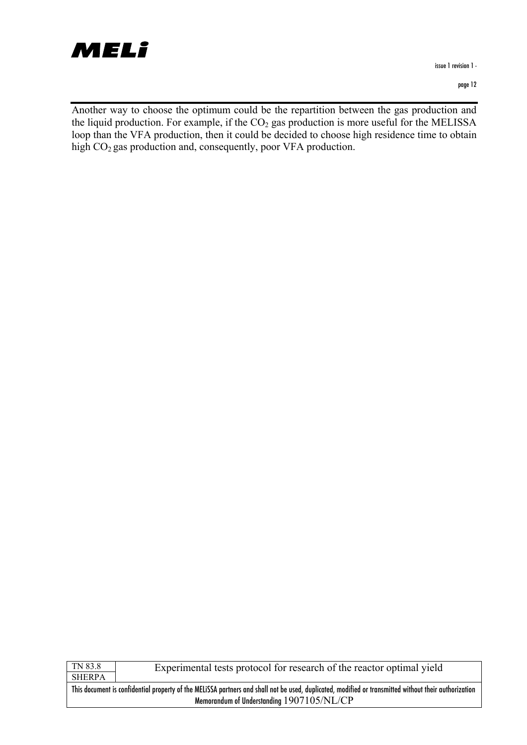Another way to choose the optimum could be the repartition between the gas production and the liquid production. For example, if the $CO_2$ gas production is more useful for the MELISSA loop than the VFA production, then it could be decided to choose high residence time to obtain high $CO_2$ gas production and, consequently, poor VFA production.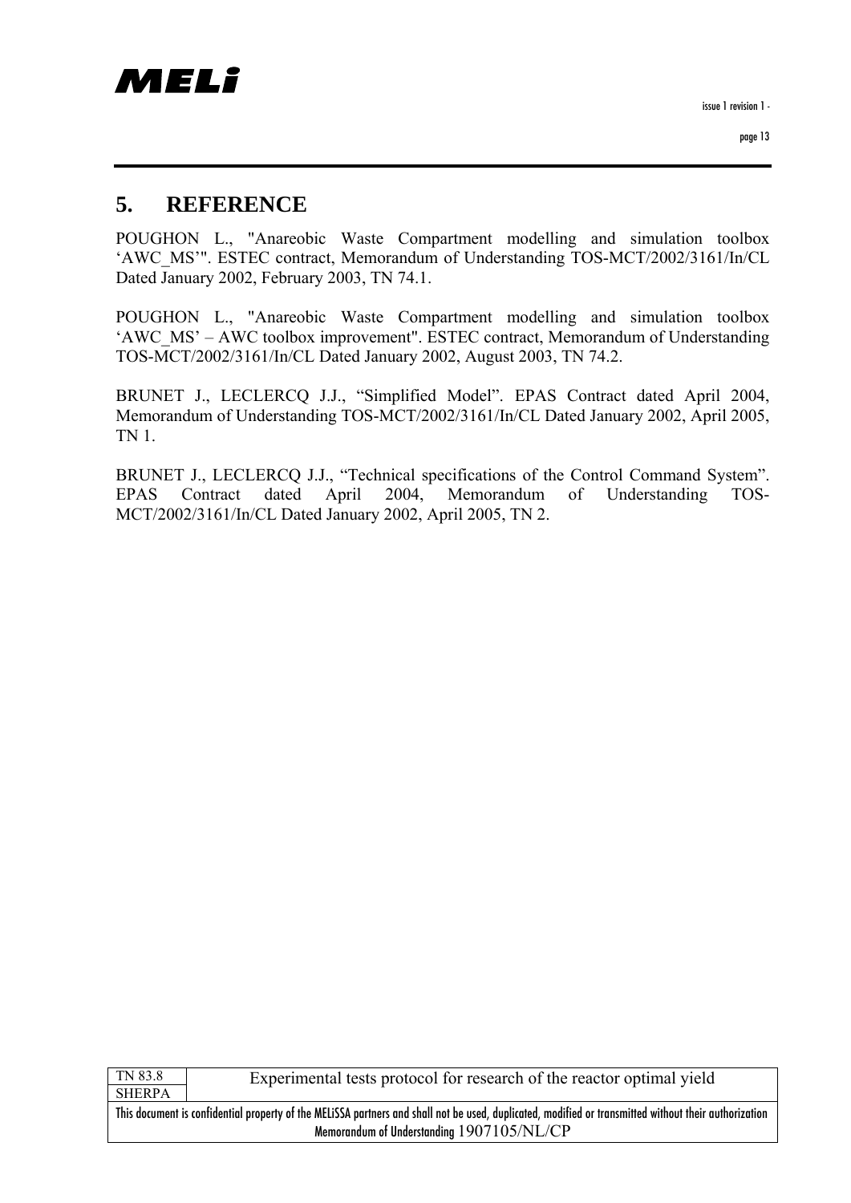# 5. REFERENCE

POUGHON L., "Anareobic Waste Compartment modelling and simulation toolbox 'AWC_MS'". ESTEC contract, Memorandum of Understanding TOS-MCT/2002/3161/In/CL Dated January 2002, February 2003, TN 74.1.

POUGHON L., "Anareobic Waste Compartment modelling and simulation toolbox 'AWC_MS' – AWC toolbox improvement". ESTEC contract, Memorandum of Understanding TOS-MCT/2002/3161/In/CL Dated January 2002, August 2003, TN 74.2.

BRUNET J., LECLERCQ J.J., "Simplified Model". EPAS Contract dated April 2004, Memorandum of Understanding TOS-MCT/2002/3161/In/CL Dated January 2002, April 2005, TN 1.

BRUNET J., LECLERCQ J.J., "Technical specifications of the Control Command System". EPAS Contract dated April 2004, Memorandum of Understanding TOS-MCT/2002/3161/In/CL Dated January 2002, April 2005, TN 2.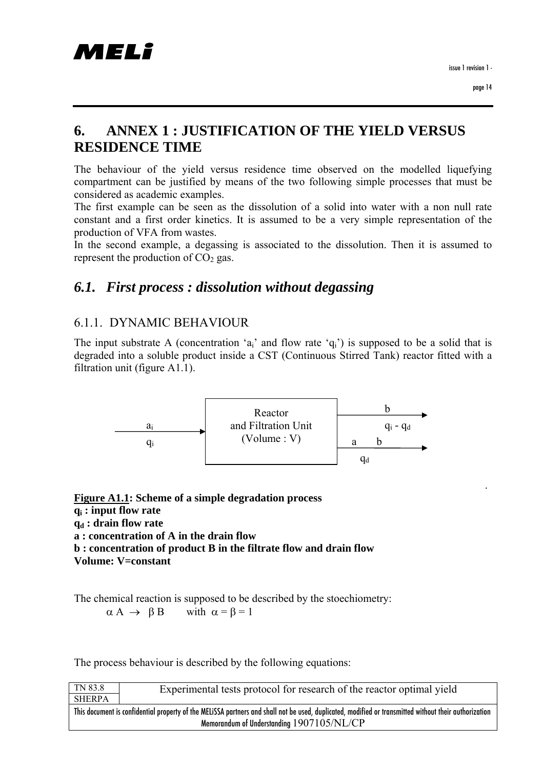# 6. ANNEX 1 : JUSTIFICATION OF THE YIELD VERSUS RESIDENCE TIME

The behaviour of the yield versus residence time observed on the modelled liquefying compartment can be justified by means of the two following simple processes that must be considered as academic examples.

The first example can be seen as the dissolution of a solid into water with a non null rate constant and a first order kinetics. It is assumed to be a very simple representation of the production of VFA from wastes.

In the second example, a degassing is associated to the dissolution. Then it is assumed to represent the production of $CO_2$ gas.

## *6.1. First process : dissolution without degassing*

### 6.1.1. DYNAMIC BEHAVIOUR

The input substrate A (concentration '$a_i$' and flow rate '$q_i$') is supposed to be a solid that is degraded into a soluble product inside a CST (Continuous Stirred Tank) reactor fitted with a filtration unit (figure A1.1).

Reactor and Filtration Unit (Volume : V)

$a_i$ / $q_i$ (input) → Reactor → b / $q_i - q_d$ (filtrate); a b / $q_d$ (drain)

**Figure A1.1: Scheme of a simple degradation process**
**$q_i$ : input flow rate**
**$q_d$ : drain flow rate**
**a : concentration of A in the drain flow**
**b : concentration of product B in the filtrate flow and drain flow**
**Volume: V=constant**

The chemical reaction is supposed to be described by the stoechiometry:

$$\alpha A \rightarrow \beta B \quad \text{with } \alpha = \beta = 1$$

The process behaviour is described by the following equations: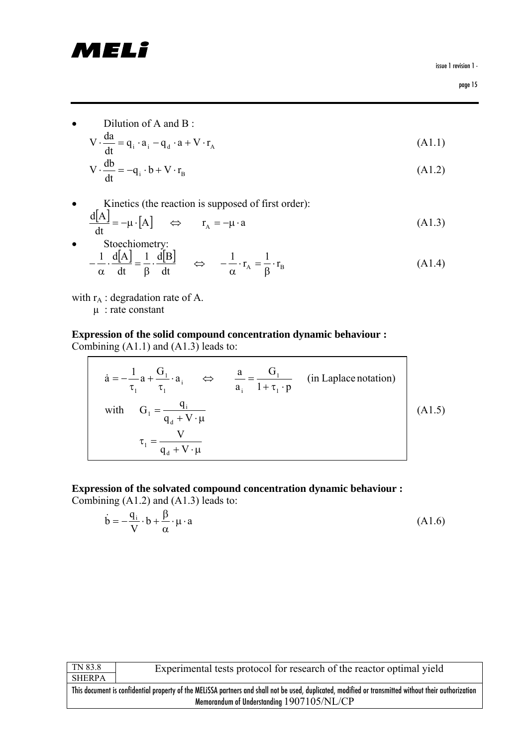- Dilution of A and B :

$$V \cdot \frac{da}{dt} = q_i \cdot a_i - q_d \cdot a + V \cdot r_A \tag{A1.1}$$

$$V \cdot \frac{db}{dt} = -q_i \cdot b + V \cdot r_B \tag{A1.2}$$

- Kinetics (the reaction is supposed of first order):

$$\frac{d[A]}{dt} = -\mu \cdot [A] \quad \Leftrightarrow \quad r_A = -\mu \cdot a \tag{A1.3}$$

- Stoechiometry:

$$-\frac{1}{\alpha} \cdot \frac{d[A]}{dt} = \frac{1}{\beta} \cdot \frac{d[B]}{dt} \quad \Leftrightarrow \quad -\frac{1}{\alpha} \cdot r_A = \frac{1}{\beta} \cdot r_B \tag{A1.4}$$

with $r_A$ : degradation rate of A.
$\mu$ : rate constant

**Expression of the solid compound concentration dynamic behaviour :**
Combining (A1.1) and (A1.3) leads to:

$$\dot{a} = -\frac{1}{\tau_1} a + \frac{G_1}{\tau_1} \cdot a_i \quad \Leftrightarrow \quad \frac{a}{a_i} = \frac{G_1}{1 + \tau_1 \cdot p} \quad \text{(in Laplace notation)}$$

$$\text{with} \quad G_1 = \frac{q_i}{q_d + V \cdot \mu} \tag{A1.5}$$

$$\tau_1 = \frac{V}{q_d + V \cdot \mu}$$

**Expression of the solvated compound concentration dynamic behaviour :**
Combining (A1.2) and (A1.3) leads to:

$$\dot{b} = -\frac{q_i}{V} \cdot b + \frac{\beta}{\alpha} \cdot \mu \cdot a \tag{A1.6}$$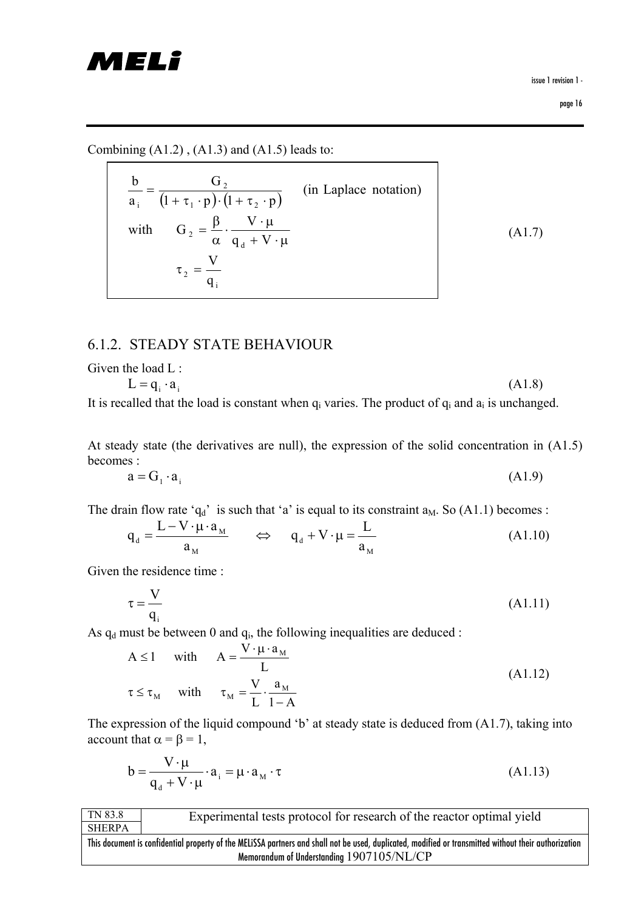Combining (A1.2) , (A1.3) and (A1.5) leads to:

$$
\frac{b}{a_i} = \frac{G_2}{(1 + \tau_1 \cdot p) \cdot (1 + \tau_2 \cdot p)} \quad \text{(in Laplace notation)}
$$

$$
\text{with} \quad G_2 = \frac{\beta}{\alpha} \cdot \frac{V \cdot \mu}{q_d + V \cdot \mu}
$$

$$
\tau_2 = \frac{V}{q_i} \tag{A1.7}
$$

## 6.1.2. STEADY STATE BEHAVIOUR

Given the load L :

$$
L = q_i \cdot a_i \tag{A1.8}
$$

It is recalled that the load is constant when $q_i$ varies. The product of $q_i$ and $a_i$ is unchanged.

At steady state (the derivatives are null), the expression of the solid concentration in (A1.5) becomes :

$$
a = G_1 \cdot a_i \tag{A1.9}
$$

The drain flow rate '$q_d$' is such that 'a' is equal to its constraint $a_M$. So (A1.1) becomes :

$$
q_d = \frac{L - V \cdot \mu \cdot a_M}{a_M} \quad \Leftrightarrow \quad q_d + V \cdot \mu = \frac{L}{a_M} \tag{A1.10}
$$

Given the residence time :

$$
\tau = \frac{V}{q_i} \tag{A1.11}
$$

As $q_d$ must be between 0 and $q_i$, the following inequalities are deduced :

$$
A \leq 1 \quad \text{with} \quad A = \frac{V \cdot \mu \cdot a_M}{L}
$$

$$
\tau \leq \tau_M \quad \text{with} \quad \tau_M = \frac{V}{L} \cdot \frac{a_M}{1 - A} \tag{A1.12}
$$

The expression of the liquid compound 'b' at steady state is deduced from (A1.7), taking into account that $\alpha = \beta = 1$,

$$
b = \frac{V \cdot \mu}{q_d + V \cdot \mu} \cdot a_i = \mu \cdot a_M \cdot \tau \tag{A1.13}
$$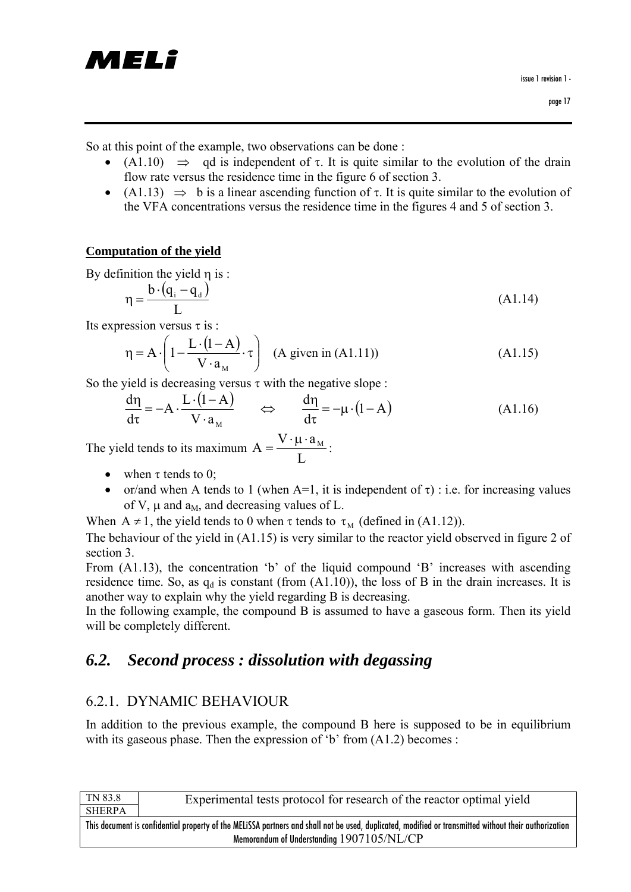So at this point of the example, two observations can be done :

- (A1.10) $\Rightarrow$ qd is independent of $\tau$. It is quite similar to the evolution of the drain flow rate versus the residence time in the figure 6 of section 3.
- (A1.13) $\Rightarrow$ b is a linear ascending function of $\tau$. It is quite similar to the evolution of the VFA concentrations versus the residence time in the figures 4 and 5 of section 3.

**Computation of the yield**

By definition the yield $\eta$ is :

$$\eta = \frac{b \cdot (q_i - q_d)}{L} \tag{A1.14}$$

Its expression versus $\tau$ is :

$$\eta = A \cdot \left(1 - \frac{L \cdot (1 - A)}{V \cdot a_M} \cdot \tau\right) \quad \text{(A given in (A1.11))} \tag{A1.15}$$

So the yield is decreasing versus $\tau$ with the negative slope :

$$\frac{d\eta}{d\tau} = -A \cdot \frac{L \cdot (1 - A)}{V \cdot a_M} \quad \Leftrightarrow \quad \frac{d\eta}{d\tau} = -\mu \cdot (1 - A) \tag{A1.16}$$

The yield tends to its maximum $A = \dfrac{V \cdot \mu \cdot a_M}{L}$ :

- when $\tau$ tends to 0;
- or/and when A tends to 1 (when A=1, it is independent of $\tau$) : i.e. for increasing values of V, $\mu$ and $a_M$, and decreasing values of L.

When $A \neq 1$, the yield tends to 0 when $\tau$ tends to $\tau_M$ (defined in (A1.12)).

The behaviour of the yield in (A1.15) is very similar to the reactor yield observed in figure 2 of section 3.

From (A1.13), the concentration 'b' of the liquid compound 'B' increases with ascending residence time. So, as $q_d$ is constant (from (A1.10)), the loss of B in the drain increases. It is another way to explain why the yield regarding B is decreasing.

In the following example, the compound B is assumed to have a gaseous form. Then its yield will be completely different.

## 6.2. Second process : dissolution with degassing

### 6.2.1. DYNAMIC BEHAVIOUR

In addition to the previous example, the compound B here is supposed to be in equilibrium with its gaseous phase. Then the expression of 'b' from (A1.2) becomes :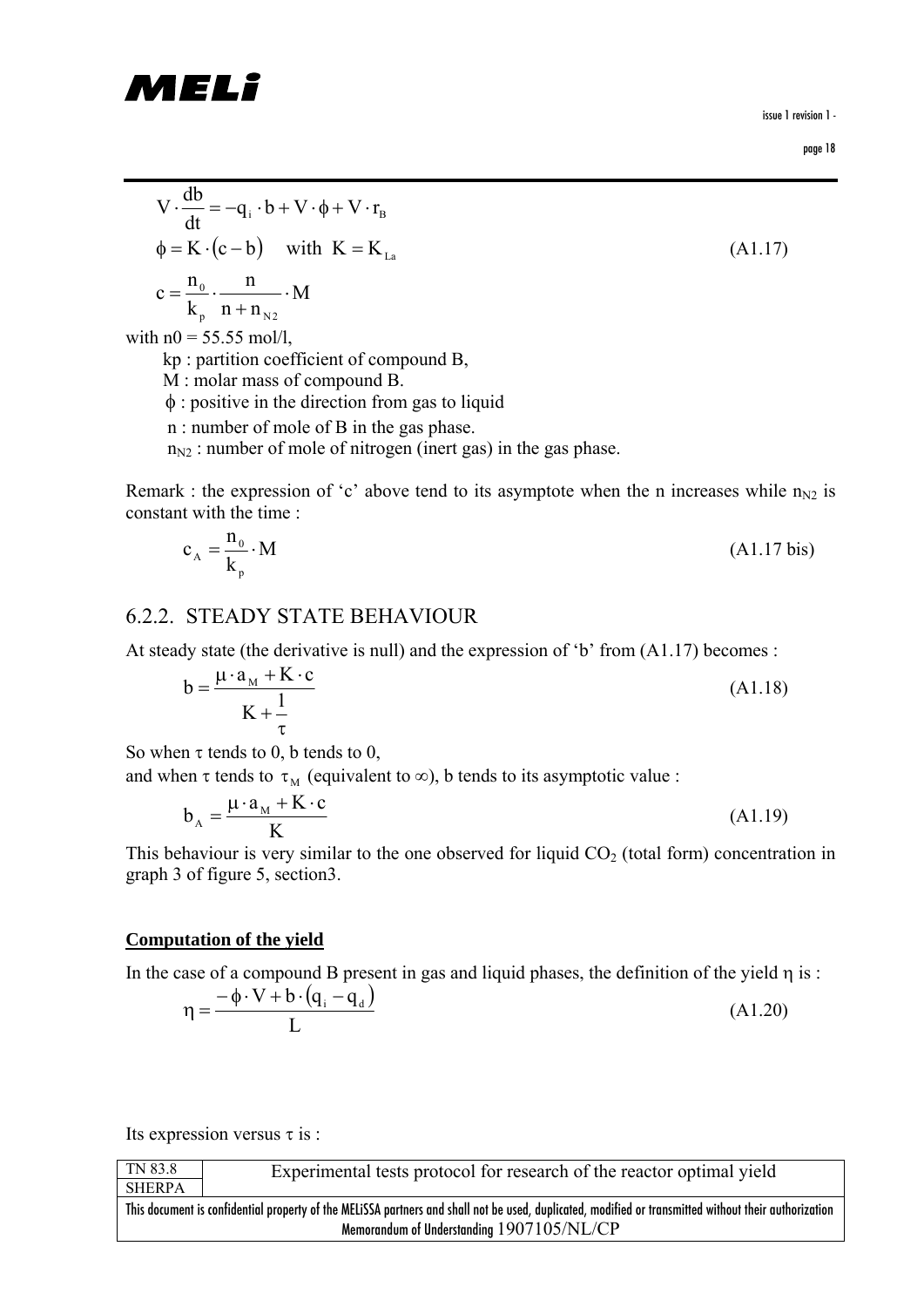$$V \cdot \frac{db}{dt} = -q_i \cdot b + V \cdot \phi + V \cdot r_B$$
$$\phi = K \cdot (c - b) \quad \text{with } K = K_{La} \qquad \text{(A1.17)}$$
$$c = \frac{n_0}{k_p} \cdot \frac{n}{n + n_{N2}} \cdot M$$

with n0 = 55.55 mol/l,

kp : partition coefficient of compound B,

M : molar mass of compound B.

$\phi$ : positive in the direction from gas to liquid

n : number of mole of B in the gas phase.

$n_{N2}$ : number of mole of nitrogen (inert gas) in the gas phase.

Remark : the expression of 'c' above tend to its asymptote when the n increases while $n_{N2}$ is constant with the time :

$$c_A = \frac{n_0}{k_p} \cdot M \qquad \text{(A1.17 bis)}$$

## 6.2.2. STEADY STATE BEHAVIOUR

At steady state (the derivative is null) and the expression of 'b' from (A1.17) becomes :

$$b = \frac{\mu \cdot a_M + K \cdot c}{K + \frac{1}{\tau}} \qquad \text{(A1.18)}$$

So when $\tau$ tends to 0, b tends to 0,

and when $\tau$ tends to $\tau_M$ (equivalent to $\infty$), b tends to its asymptotic value :

$$b_A = \frac{\mu \cdot a_M + K \cdot c}{K} \qquad \text{(A1.19)}$$

This behaviour is very similar to the one observed for liquid $CO_2$ (total form) concentration in graph 3 of figure 5, section3.

**Computation of the yield**

In the case of a compound B present in gas and liquid phases, the definition of the yield $\eta$ is :

$$\eta = \frac{-\phi \cdot V + b \cdot (q_i - q_d)}{L} \qquad \text{(A1.20)}$$

Its expression versus $\tau$ is :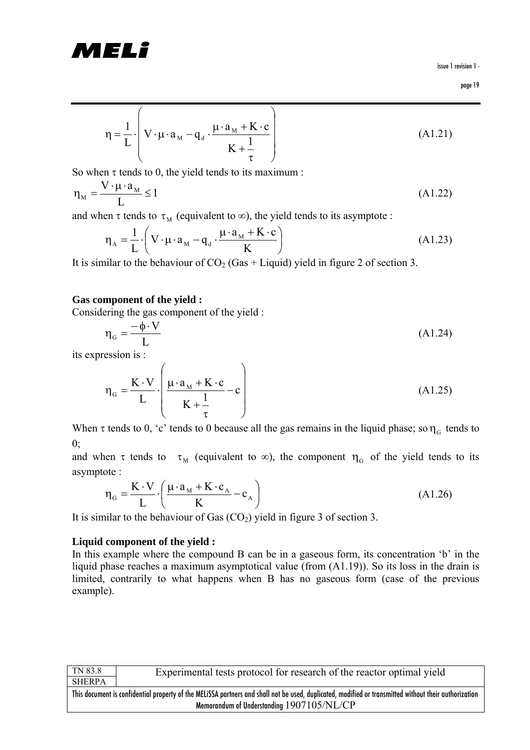$$\eta = \frac{1}{L} \cdot \left( V \cdot \mu \cdot a_M - q_d \cdot \frac{\mu \cdot a_M + K \cdot c}{K + \frac{1}{\tau}} \right) \tag{A1.21}$$

So when $\tau$ tends to 0, the yield tends to its maximum :

$$\eta_M = \frac{V \cdot \mu \cdot a_M}{L} \leq 1 \tag{A1.22}$$

and when $\tau$ tends to $\tau_M$ (equivalent to $\infty$), the yield tends to its asymptote :

$$\eta_A = \frac{1}{L} \cdot \left( V \cdot \mu \cdot a_M - q_d \cdot \frac{\mu \cdot a_M + K \cdot c}{K} \right) \tag{A1.23}$$

It is similar to the behaviour of $CO_2$ (Gas + Liquid) yield in figure 2 of section 3.

**Gas component of the yield :**

Considering the gas component of the yield :

$$\eta_G = \frac{-\phi \cdot V}{L} \tag{A1.24}$$

its expression is :

$$\eta_G = \frac{K \cdot V}{L} \cdot \left( \frac{\mu \cdot a_M + K \cdot c}{K + \frac{1}{\tau}} - c \right) \tag{A1.25}$$

When $\tau$ tends to 0, 'c' tends to 0 because all the gas remains in the liquid phase; so $\eta_G$ tends to 0;

and when $\tau$ tends to $\tau_M$ (equivalent to $\infty$), the component $\eta_G$ of the yield tends to its asymptote :

$$\eta_G = \frac{K \cdot V}{L} \cdot \left( \frac{\mu \cdot a_M + K \cdot c_A}{K} - c_A \right) \tag{A1.26}$$

It is similar to the behaviour of Gas ($CO_2$) yield in figure 3 of section 3.

**Liquid component of the yield :**

In this example where the compound B can be in a gaseous form, its concentration 'b' in the liquid phase reaches a maximum asymptotical value (from (A1.19)). So its loss in the drain is limited, contrarily to what happens when B has no gaseous form (case of the previous example).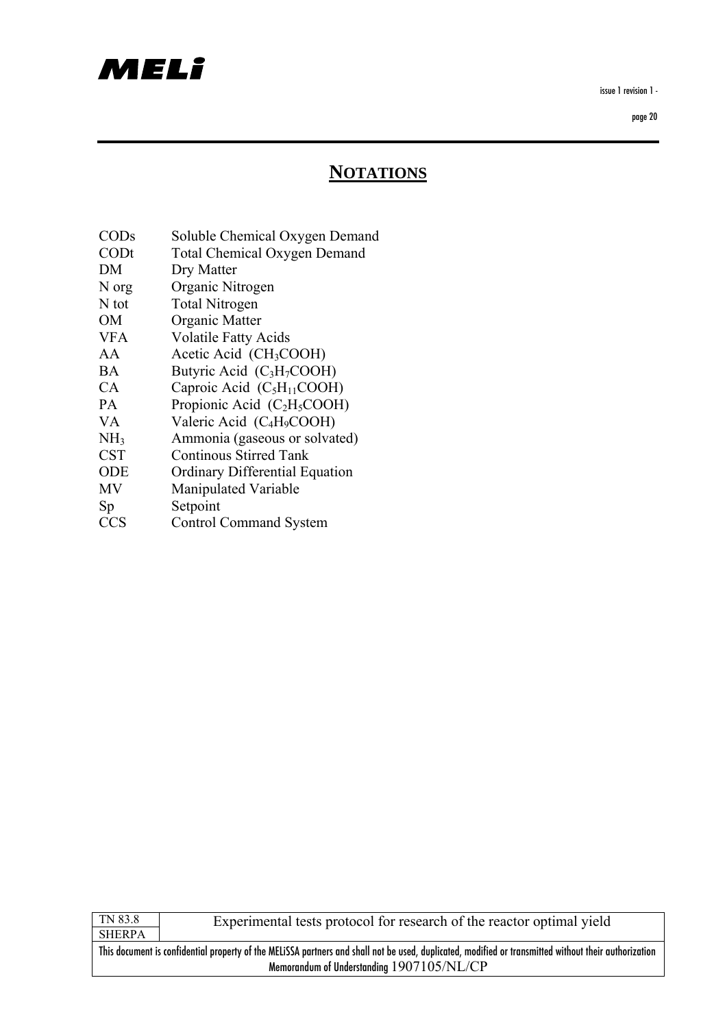# NOTATIONS

| | |
|---|---|
| CODs | Soluble Chemical Oxygen Demand |
| CODt | Total Chemical Oxygen Demand |
| DM | Dry Matter |
| N org | Organic Nitrogen |
| N tot | Total Nitrogen |
| OM | Organic Matter |
| VFA | Volatile Fatty Acids |
| AA | Acetic Acid ($CH_3COOH$) |
| BA | Butyric Acid ($C_3H_7COOH$) |
| CA | Caproic Acid ($C_5H_{11}COOH$) |
| PA | Propionic Acid ($C_2H_5COOH$) |
| VA | Valeric Acid ($C_4H_9COOH$) |
| $NH_3$ | Ammonia (gaseous or solvated) |
| CST | Continous Stirred Tank |
| ODE | Ordinary Differential Equation |
| MV | Manipulated Variable |
| Sp | Setpoint |
| CCS | Control Command System |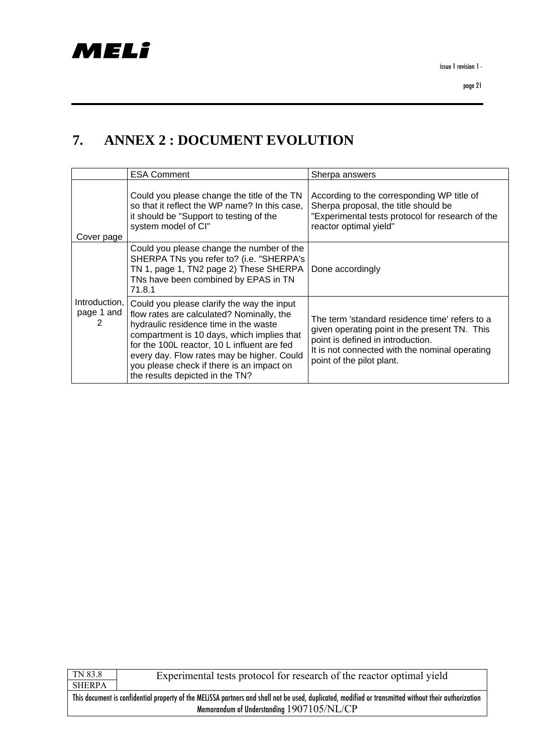# 7. ANNEX 2 : DOCUMENT EVOLUTION

| | ESA Comment | Sherpa answers |
|---|---|---|
| Cover page | Could you please change the title of the TN so that it reflect the WP name? In this case, it should be "Support to testing of the system model of CI" | According to the corresponding WP title of Sherpa proposal, the title should be "Experimental tests protocol for research of the reactor optimal yield" |
| Introduction, page 1 and 2 | Could you please change the number of the SHERPA TNs you refer to? (i.e. "SHERPA's TN 1, page 1, TN2 page 2) These SHERPA TNs have been combined by EPAS in TN 71.8.1 | Done accordingly |
| | Could you please clarify the way the input flow rates are calculated? Nominally, the hydraulic residence time in the waste compartment is 10 days, which implies that for the 100L reactor, 10 L influent are fed every day. Flow rates may be higher. Could you please check if there is an impact on the results depicted in the TN? | The term 'standard residence time' refers to a given operating point in the present TN. This point is defined in introduction.<br>It is not connected with the nominal operating point of the pilot plant. |